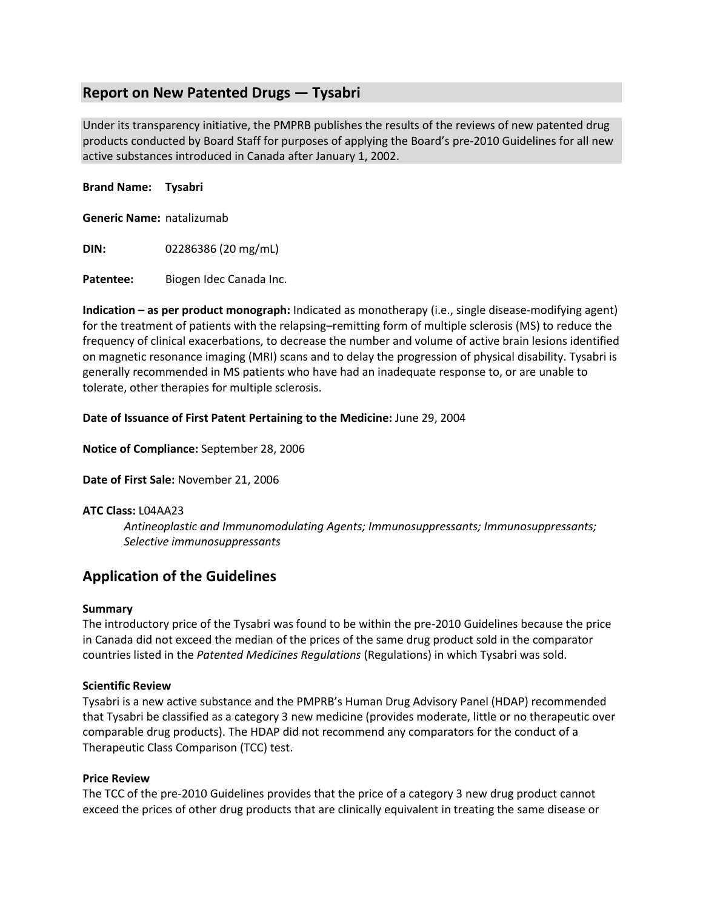## Report on New Patented Drugs — Tysabri

Under its transparency initiative, the PMPRB publishes the results of the reviews of new patented drug products conducted by Board Staff for purposes of applying the Board's pre-2010 Guidelines for all new active substances introduced in Canada after January 1, 2002.

**Brand Name:** **Tysabri**

**Generic Name:** natalizumab

**DIN:** 02286386 (20 mg/mL)

**Patentee:** Biogen Idec Canada Inc.

**Indication – as per product monograph:** Indicated as monotherapy (i.e., single disease-modifying agent) for the treatment of patients with the relapsing–remitting form of multiple sclerosis (MS) to reduce the frequency of clinical exacerbations, to decrease the number and volume of active brain lesions identified on magnetic resonance imaging (MRI) scans and to delay the progression of physical disability. Tysabri is generally recommended in MS patients who have had an inadequate response to, or are unable to tolerate, other therapies for multiple sclerosis.

**Date of Issuance of First Patent Pertaining to the Medicine:** June 29, 2004

**Notice of Compliance:** September 28, 2006

**Date of First Sale:** November 21, 2006

**ATC Class:** L04AA23

*Antineoplastic and Immunomodulating Agents; Immunosuppressants; Immunosuppressants; Selective immunosuppressants*

## Application of the Guidelines

**Summary**

The introductory price of the Tysabri was found to be within the pre-2010 Guidelines because the price in Canada did not exceed the median of the prices of the same drug product sold in the comparator countries listed in the *Patented Medicines Regulations* (Regulations) in which Tysabri was sold.

**Scientific Review**

Tysabri is a new active substance and the PMPRB's Human Drug Advisory Panel (HDAP) recommended that Tysabri be classified as a category 3 new medicine (provides moderate, little or no therapeutic over comparable drug products). The HDAP did not recommend any comparators for the conduct of a Therapeutic Class Comparison (TCC) test.

**Price Review**

The TCC of the pre-2010 Guidelines provides that the price of a category 3 new drug product cannot exceed the prices of other drug products that are clinically equivalent in treating the same disease or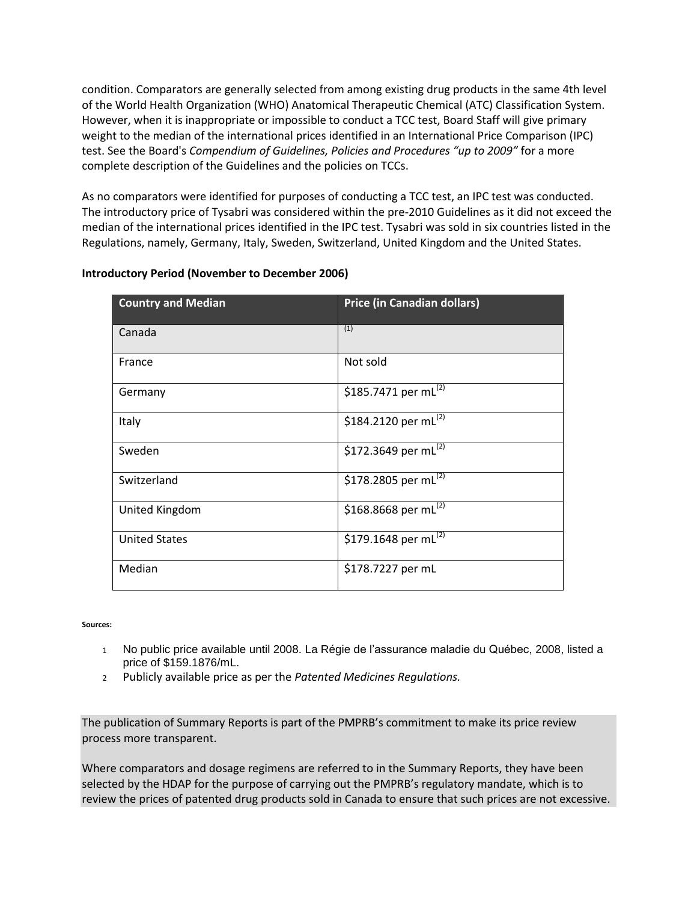condition. Comparators are generally selected from among existing drug products in the same 4th level of the World Health Organization (WHO) Anatomical Therapeutic Chemical (ATC) Classification System. However, when it is inappropriate or impossible to conduct a TCC test, Board Staff will give primary weight to the median of the international prices identified in an International Price Comparison (IPC) test. See the Board's *Compendium of Guidelines, Policies and Procedures "up to 2009"* for a more complete description of the Guidelines and the policies on TCCs.

As no comparators were identified for purposes of conducting a TCC test, an IPC test was conducted. The introductory price of Tysabri was considered within the pre-2010 Guidelines as it did not exceed the median of the international prices identified in the IPC test. Tysabri was sold in six countries listed in the Regulations, namely, Germany, Italy, Sweden, Switzerland, United Kingdom and the United States.

**Introductory Period (November to December 2006)**

| Country and Median | Price (in Canadian dollars) |
|---|---|
| Canada | (1) |
| France | Not sold |
| Germany | $185.7471 per mL(2) |
| Italy | $184.2120 per mL(2) |
| Sweden | $172.3649 per mL(2) |
| Switzerland | $178.2805 per mL(2) |
| United Kingdom | $168.8668 per mL(2) |
| United States | $179.1648 per mL(2) |
| Median | $178.7227 per mL |

**Sources:**

1. No public price available until 2008. La Régie de l'assurance maladie du Québec, 2008, listed a price of $159.1876/mL.
2. Publicly available price as per the *Patented Medicines Regulations.*

The publication of Summary Reports is part of the PMPRB's commitment to make its price review process more transparent.

Where comparators and dosage regimens are referred to in the Summary Reports, they have been selected by the HDAP for the purpose of carrying out the PMPRB's regulatory mandate, which is to review the prices of patented drug products sold in Canada to ensure that such prices are not excessive.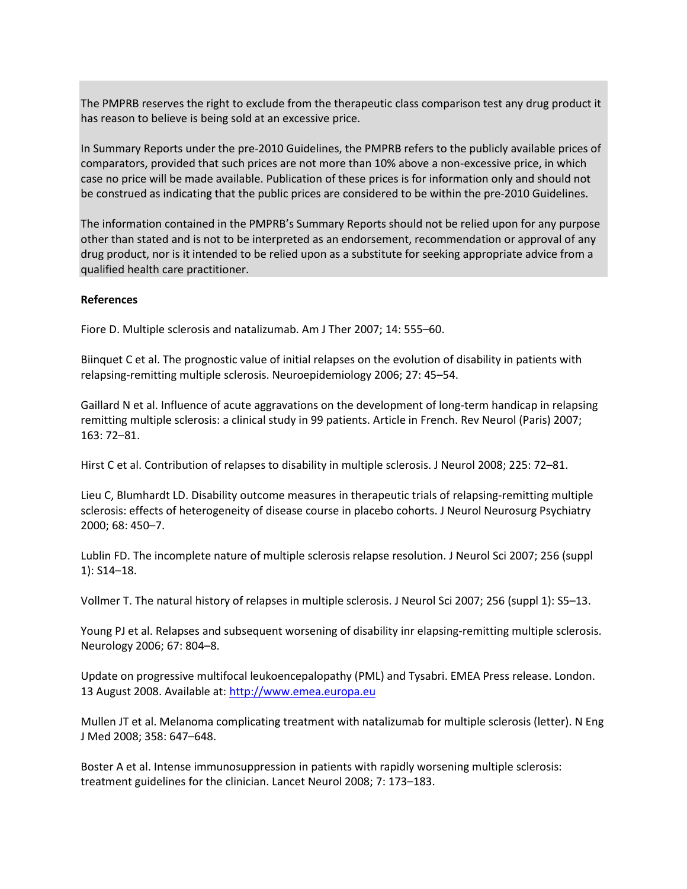The PMPRB reserves the right to exclude from the therapeutic class comparison test any drug product it has reason to believe is being sold at an excessive price.

In Summary Reports under the pre-2010 Guidelines, the PMPRB refers to the publicly available prices of comparators, provided that such prices are not more than 10% above a non-excessive price, in which case no price will be made available. Publication of these prices is for information only and should not be construed as indicating that the public prices are considered to be within the pre-2010 Guidelines.

The information contained in the PMPRB's Summary Reports should not be relied upon for any purpose other than stated and is not to be interpreted as an endorsement, recommendation or approval of any drug product, nor is it intended to be relied upon as a substitute for seeking appropriate advice from a qualified health care practitioner.

**References**

Fiore D. Multiple sclerosis and natalizumab. Am J Ther 2007; 14: 555–60.

Biinquet C et al. The prognostic value of initial relapses on the evolution of disability in patients with relapsing-remitting multiple sclerosis. Neuroepidemiology 2006; 27: 45–54.

Gaillard N et al. Influence of acute aggravations on the development of long-term handicap in relapsing remitting multiple sclerosis: a clinical study in 99 patients. Article in French. Rev Neurol (Paris) 2007; 163: 72–81.

Hirst C et al. Contribution of relapses to disability in multiple sclerosis. J Neurol 2008; 225: 72–81.

Lieu C, Blumhardt LD. Disability outcome measures in therapeutic trials of relapsing-remitting multiple sclerosis: effects of heterogeneity of disease course in placebo cohorts. J Neurol Neurosurg Psychiatry 2000; 68: 450–7.

Lublin FD. The incomplete nature of multiple sclerosis relapse resolution. J Neurol Sci 2007; 256 (suppl 1): S14–18.

Vollmer T. The natural history of relapses in multiple sclerosis. J Neurol Sci 2007; 256 (suppl 1): S5–13.

Young PJ et al. Relapses and subsequent worsening of disability inr elapsing-remitting multiple sclerosis. Neurology 2006; 67: 804–8.

Update on progressive multifocal leukoencepalopathy (PML) and Tysabri. EMEA Press release. London. 13 August 2008. Available at: http://www.emea.europa.eu

Mullen JT et al. Melanoma complicating treatment with natalizumab for multiple sclerosis (letter). N Eng J Med 2008; 358: 647–648.

Boster A et al. Intense immunosuppression in patients with rapidly worsening multiple sclerosis: treatment guidelines for the clinician. Lancet Neurol 2008; 7: 173–183.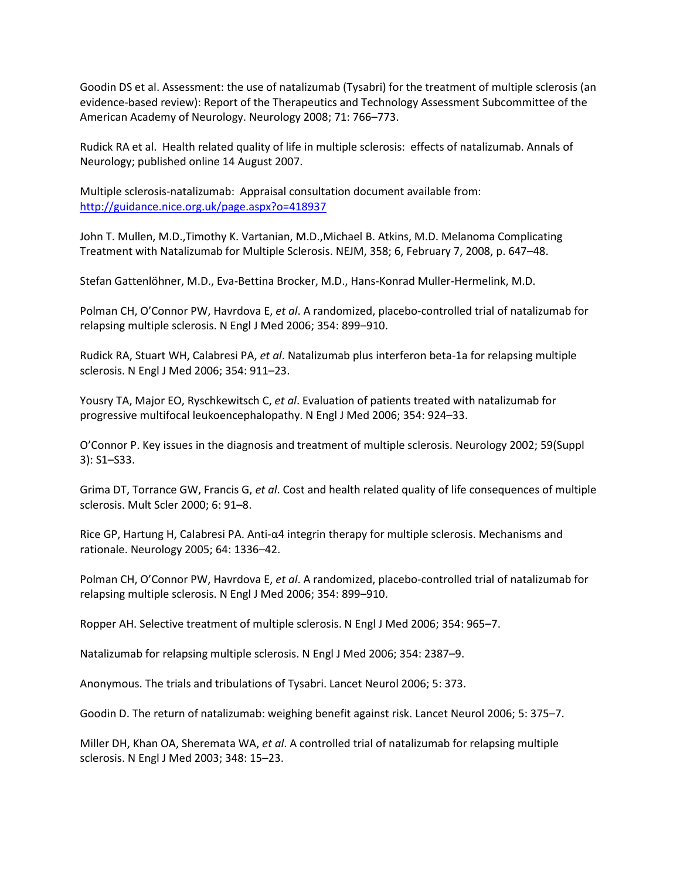Goodin DS et al. Assessment: the use of natalizumab (Tysabri) for the treatment of multiple sclerosis (an evidence-based review): Report of the Therapeutics and Technology Assessment Subcommittee of the American Academy of Neurology. Neurology 2008; 71: 766–773.

Rudick RA et al. Health related quality of life in multiple sclerosis: effects of natalizumab. Annals of Neurology; published online 14 August 2007.

Multiple sclerosis-natalizumab: Appraisal consultation document available from: http://guidance.nice.org.uk/page.aspx?o=418937

John T. Mullen, M.D.,Timothy K. Vartanian, M.D.,Michael B. Atkins, M.D. Melanoma Complicating Treatment with Natalizumab for Multiple Sclerosis. NEJM, 358; 6, February 7, 2008, p. 647–48.

Stefan Gattenlöhner, M.D., Eva-Bettina Brocker, M.D., Hans-Konrad Muller-Hermelink, M.D.

Polman CH, O'Connor PW, Havrdova E, *et al*. A randomized, placebo-controlled trial of natalizumab for relapsing multiple sclerosis. N Engl J Med 2006; 354: 899–910.

Rudick RA, Stuart WH, Calabresi PA, *et al*. Natalizumab plus interferon beta-1a for relapsing multiple sclerosis. N Engl J Med 2006; 354: 911–23.

Yousry TA, Major EO, Ryschkewitsch C, *et al*. Evaluation of patients treated with natalizumab for progressive multifocal leukoencephalopathy. N Engl J Med 2006; 354: 924–33.

O'Connor P. Key issues in the diagnosis and treatment of multiple sclerosis. Neurology 2002; 59(Suppl 3): S1–S33.

Grima DT, Torrance GW, Francis G, *et al*. Cost and health related quality of life consequences of multiple sclerosis. Mult Scler 2000; 6: 91–8.

Rice GP, Hartung H, Calabresi PA. Anti-α4 integrin therapy for multiple sclerosis. Mechanisms and rationale. Neurology 2005; 64: 1336–42.

Polman CH, O'Connor PW, Havrdova E, *et al*. A randomized, placebo-controlled trial of natalizumab for relapsing multiple sclerosis. N Engl J Med 2006; 354: 899–910.

Ropper AH. Selective treatment of multiple sclerosis. N Engl J Med 2006; 354: 965–7.

Natalizumab for relapsing multiple sclerosis. N Engl J Med 2006; 354: 2387–9.

Anonymous. The trials and tribulations of Tysabri. Lancet Neurol 2006; 5: 373.

Goodin D. The return of natalizumab: weighing benefit against risk. Lancet Neurol 2006; 5: 375–7.

Miller DH, Khan OA, Sheremata WA, *et al*. A controlled trial of natalizumab for relapsing multiple sclerosis. N Engl J Med 2003; 348: 15–23.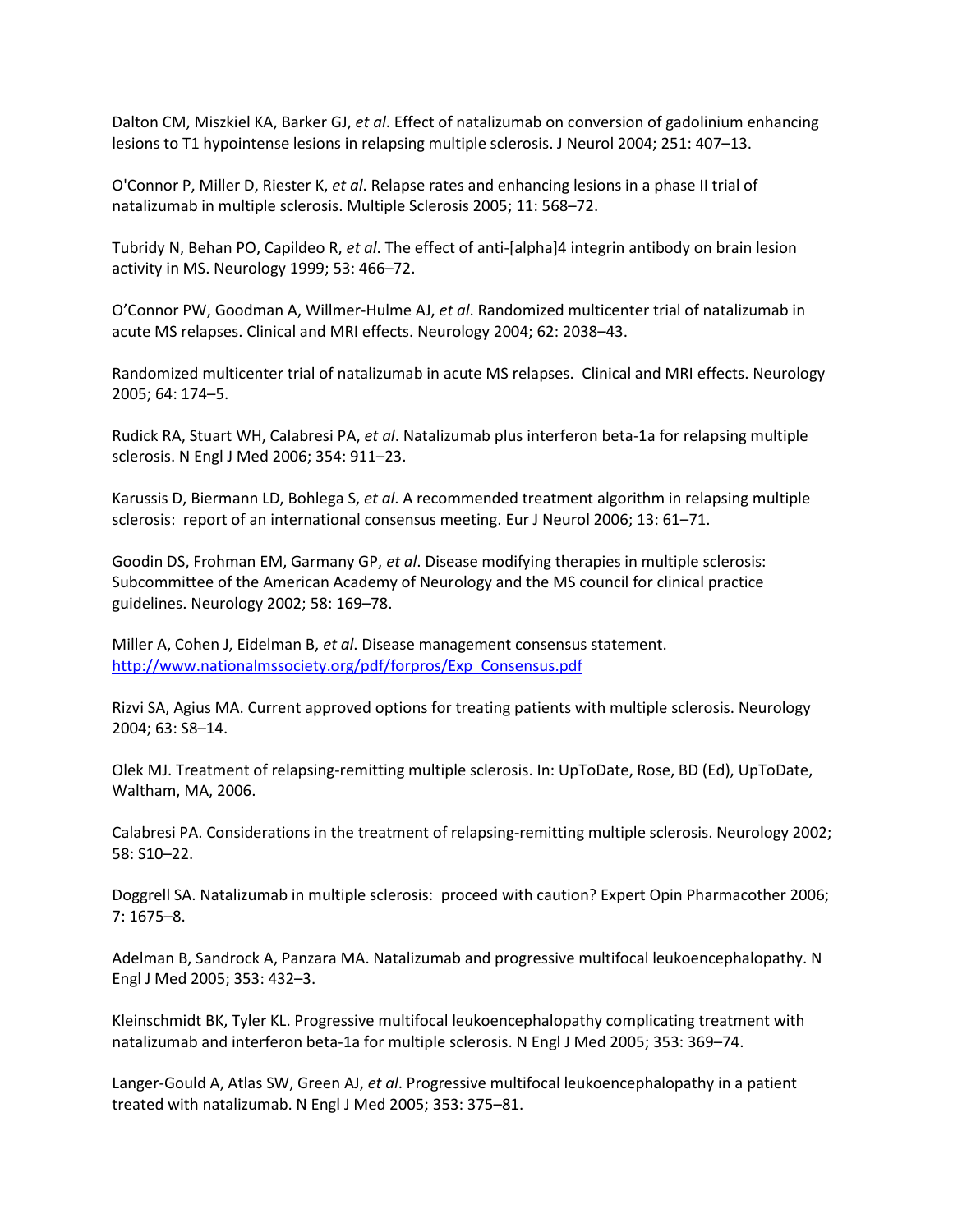Dalton CM, Miszkiel KA, Barker GJ, *et al*. Effect of natalizumab on conversion of gadolinium enhancing lesions to T1 hypointense lesions in relapsing multiple sclerosis. J Neurol 2004; 251: 407–13.

O'Connor P, Miller D, Riester K, *et al*. Relapse rates and enhancing lesions in a phase II trial of natalizumab in multiple sclerosis. Multiple Sclerosis 2005; 11: 568–72.

Tubridy N, Behan PO, Capildeo R, *et al*. The effect of anti-[alpha]4 integrin antibody on brain lesion activity in MS. Neurology 1999; 53: 466–72.

O'Connor PW, Goodman A, Willmer-Hulme AJ, *et al*. Randomized multicenter trial of natalizumab in acute MS relapses. Clinical and MRI effects. Neurology 2004; 62: 2038–43.

Randomized multicenter trial of natalizumab in acute MS relapses. Clinical and MRI effects. Neurology 2005; 64: 174–5.

Rudick RA, Stuart WH, Calabresi PA, *et al*. Natalizumab plus interferon beta-1a for relapsing multiple sclerosis. N Engl J Med 2006; 354: 911–23.

Karussis D, Biermann LD, Bohlega S, *et al*. A recommended treatment algorithm in relapsing multiple sclerosis: report of an international consensus meeting. Eur J Neurol 2006; 13: 61–71.

Goodin DS, Frohman EM, Garmany GP, *et al*. Disease modifying therapies in multiple sclerosis: Subcommittee of the American Academy of Neurology and the MS council for clinical practice guidelines. Neurology 2002; 58: 169–78.

Miller A, Cohen J, Eidelman B, *et al*. Disease management consensus statement. [http://www.nationalmssociety.org/pdf/forpros/Exp_Consensus.pdf](http://www.nationalmssociety.org/pdf/forpros/Exp_Consensus.pdf)

Rizvi SA, Agius MA. Current approved options for treating patients with multiple sclerosis. Neurology 2004; 63: S8–14.

Olek MJ. Treatment of relapsing-remitting multiple sclerosis. In: UpToDate, Rose, BD (Ed), UpToDate, Waltham, MA, 2006.

Calabresi PA. Considerations in the treatment of relapsing-remitting multiple sclerosis. Neurology 2002; 58: S10–22.

Doggrell SA. Natalizumab in multiple sclerosis: proceed with caution? Expert Opin Pharmacother 2006; 7: 1675–8.

Adelman B, Sandrock A, Panzara MA. Natalizumab and progressive multifocal leukoencephalopathy. N Engl J Med 2005; 353: 432–3.

Kleinschmidt BK, Tyler KL. Progressive multifocal leukoencephalopathy complicating treatment with natalizumab and interferon beta-1a for multiple sclerosis. N Engl J Med 2005; 353: 369–74.

Langer-Gould A, Atlas SW, Green AJ, *et al*. Progressive multifocal leukoencephalopathy in a patient treated with natalizumab. N Engl J Med 2005; 353: 375–81.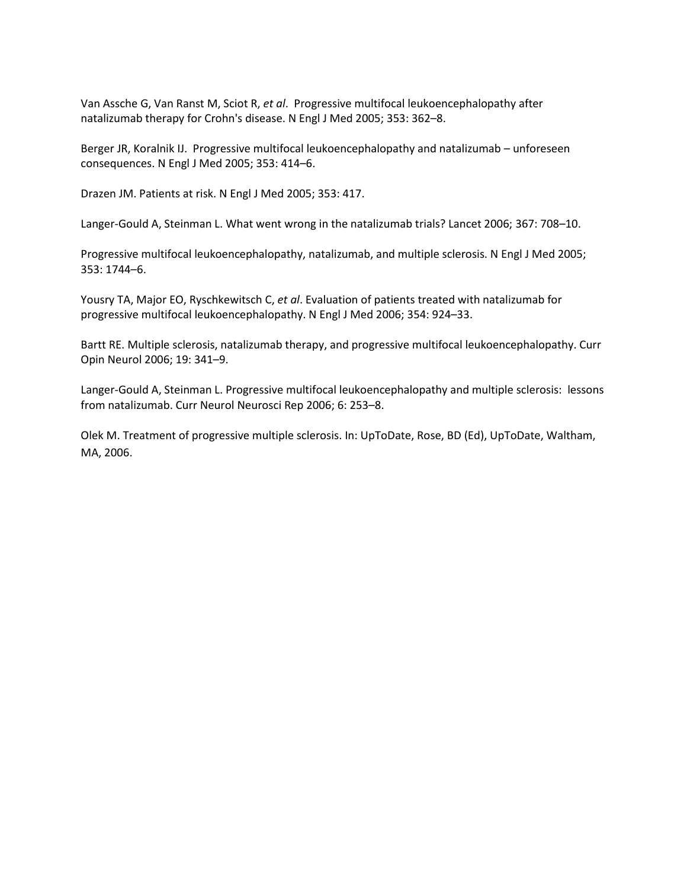Van Assche G, Van Ranst M, Sciot R, *et al*. Progressive multifocal leukoencephalopathy after natalizumab therapy for Crohn's disease. N Engl J Med 2005; 353: 362–8.

Berger JR, Koralnik IJ. Progressive multifocal leukoencephalopathy and natalizumab – unforeseen consequences. N Engl J Med 2005; 353: 414–6.

Drazen JM. Patients at risk. N Engl J Med 2005; 353: 417.

Langer-Gould A, Steinman L. What went wrong in the natalizumab trials? Lancet 2006; 367: 708–10.

Progressive multifocal leukoencephalopathy, natalizumab, and multiple sclerosis. N Engl J Med 2005; 353: 1744–6.

Yousry TA, Major EO, Ryschkewitsch C, *et al*. Evaluation of patients treated with natalizumab for progressive multifocal leukoencephalopathy. N Engl J Med 2006; 354: 924–33.

Bartt RE. Multiple sclerosis, natalizumab therapy, and progressive multifocal leukoencephalopathy. Curr Opin Neurol 2006; 19: 341–9.

Langer-Gould A, Steinman L. Progressive multifocal leukoencephalopathy and multiple sclerosis: lessons from natalizumab. Curr Neurol Neurosci Rep 2006; 6: 253–8.

Olek M. Treatment of progressive multiple sclerosis. In: UpToDate, Rose, BD (Ed), UpToDate, Waltham, MA, 2006.